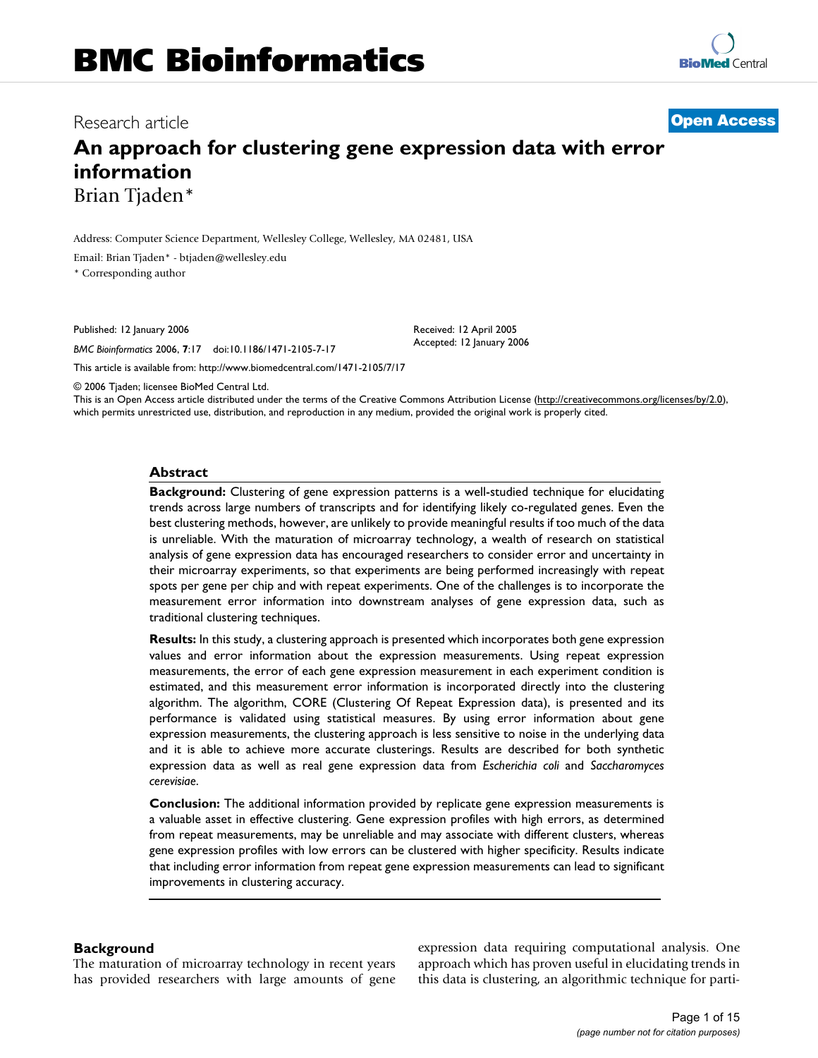# BMC Bioinformatics

Research article **Open Access**

# An approach for clustering gene expression data with error information

Brian Tjaden*

Address: Computer Science Department, Wellesley College, Wellesley, MA 02481, USA

Email: Brian Tjaden* - btjaden@wellesley.edu

* Corresponding author

Published: 12 January 2006

*BMC Bioinformatics* 2006, **7**:17 doi:10.1186/1471-2105-7-17

Received: 12 April 2005
Accepted: 12 January 2006

This article is available from: http://www.biomedcentral.com/1471-2105/7/17

© 2006 Tjaden; licensee BioMed Central Ltd.
This is an Open Access article distributed under the terms of the Creative Commons Attribution License (http://creativecommons.org/licenses/by/2.0), which permits unrestricted use, distribution, and reproduction in any medium, provided the original work is properly cited.

## Abstract

**Background:** Clustering of gene expression patterns is a well-studied technique for elucidating trends across large numbers of transcripts and for identifying likely co-regulated genes. Even the best clustering methods, however, are unlikely to provide meaningful results if too much of the data is unreliable. With the maturation of microarray technology, a wealth of research on statistical analysis of gene expression data has encouraged researchers to consider error and uncertainty in their microarray experiments, so that experiments are being performed increasingly with repeat spots per gene per chip and with repeat experiments. One of the challenges is to incorporate the measurement error information into downstream analyses of gene expression data, such as traditional clustering techniques.

**Results:** In this study, a clustering approach is presented which incorporates both gene expression values and error information about the expression measurements. Using repeat expression measurements, the error of each gene expression measurement in each experiment condition is estimated, and this measurement error information is incorporated directly into the clustering algorithm. The algorithm, CORE (Clustering Of Repeat Expression data), is presented and its performance is validated using statistical measures. By using error information about gene expression measurements, the clustering approach is less sensitive to noise in the underlying data and it is able to achieve more accurate clusterings. Results are described for both synthetic expression data as well as real gene expression data from *Escherichia coli* and *Saccharomyces cerevisiae*.

**Conclusion:** The additional information provided by replicate gene expression measurements is a valuable asset in effective clustering. Gene expression profiles with high errors, as determined from repeat measurements, may be unreliable and may associate with different clusters, whereas gene expression profiles with low errors can be clustered with higher specificity. Results indicate that including error information from repeat gene expression measurements can lead to significant improvements in clustering accuracy.

## Background

The maturation of microarray technology in recent years has provided researchers with large amounts of gene expression data requiring computational analysis. One approach which has proven useful in elucidating trends in this data is clustering, an algorithmic technique for parti-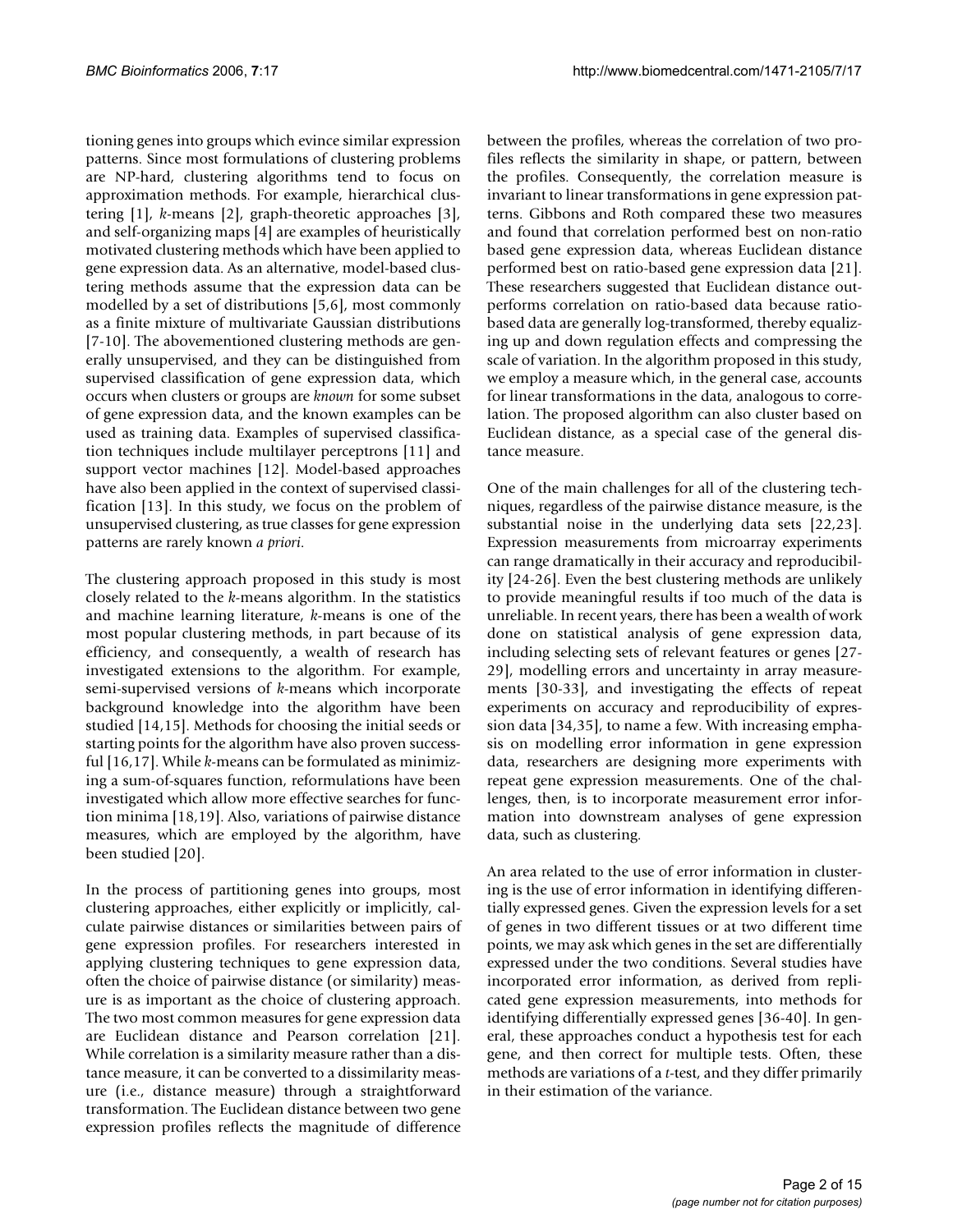tioning genes into groups which evince similar expression patterns. Since most formulations of clustering problems are NP-hard, clustering algorithms tend to focus on approximation methods. For example, hierarchical clustering [1], *k*-means [2], graph-theoretic approaches [3], and self-organizing maps [4] are examples of heuristically motivated clustering methods which have been applied to gene expression data. As an alternative, model-based clustering methods assume that the expression data can be modelled by a set of distributions [5,6], most commonly as a finite mixture of multivariate Gaussian distributions [7-10]. The abovementioned clustering methods are generally unsupervised, and they can be distinguished from supervised classification of gene expression data, which occurs when clusters or groups are *known* for some subset of gene expression data, and the known examples can be used as training data. Examples of supervised classification techniques include multilayer perceptrons [11] and support vector machines [12]. Model-based approaches have also been applied in the context of supervised classification [13]. In this study, we focus on the problem of unsupervised clustering, as true classes for gene expression patterns are rarely known *a priori*.

The clustering approach proposed in this study is most closely related to the *k*-means algorithm. In the statistics and machine learning literature, *k*-means is one of the most popular clustering methods, in part because of its efficiency, and consequently, a wealth of research has investigated extensions to the algorithm. For example, semi-supervised versions of *k*-means which incorporate background knowledge into the algorithm have been studied [14,15]. Methods for choosing the initial seeds or starting points for the algorithm have also proven successful [16,17]. While *k*-means can be formulated as minimizing a sum-of-squares function, reformulations have been investigated which allow more effective searches for function minima [18,19]. Also, variations of pairwise distance measures, which are employed by the algorithm, have been studied [20].

In the process of partitioning genes into groups, most clustering approaches, either explicitly or implicitly, calculate pairwise distances or similarities between pairs of gene expression profiles. For researchers interested in applying clustering techniques to gene expression data, often the choice of pairwise distance (or similarity) measure is as important as the choice of clustering approach. The two most common measures for gene expression data are Euclidean distance and Pearson correlation [21]. While correlation is a similarity measure rather than a distance measure, it can be converted to a dissimilarity measure (i.e., distance measure) through a straightforward transformation. The Euclidean distance between two gene expression profiles reflects the magnitude of difference between the profiles, whereas the correlation of two profiles reflects the similarity in shape, or pattern, between the profiles. Consequently, the correlation measure is invariant to linear transformations in gene expression patterns. Gibbons and Roth compared these two measures and found that correlation performed best on non-ratio based gene expression data, whereas Euclidean distance performed best on ratio-based gene expression data [21]. These researchers suggested that Euclidean distance outperforms correlation on ratio-based data because ratio-based data are generally log-transformed, thereby equalizing up and down regulation effects and compressing the scale of variation. In the algorithm proposed in this study, we employ a measure which, in the general case, accounts for linear transformations in the data, analogous to correlation. The proposed algorithm can also cluster based on Euclidean distance, as a special case of the general distance measure.

One of the main challenges for all of the clustering techniques, regardless of the pairwise distance measure, is the substantial noise in the underlying data sets [22,23]. Expression measurements from microarray experiments can range dramatically in their accuracy and reproducibility [24-26]. Even the best clustering methods are unlikely to provide meaningful results if too much of the data is unreliable. In recent years, there has been a wealth of work done on statistical analysis of gene expression data, including selecting sets of relevant features or genes [27-29], modelling errors and uncertainty in array measurements [30-33], and investigating the effects of repeat experiments on accuracy and reproducibility of expression data [34,35], to name a few. With increasing emphasis on modelling error information in gene expression data, researchers are designing more experiments with repeat gene expression measurements. One of the challenges, then, is to incorporate measurement error information into downstream analyses of gene expression data, such as clustering.

An area related to the use of error information in clustering is the use of error information in identifying differentially expressed genes. Given the expression levels for a set of genes in two different tissues or at two different time points, we may ask which genes in the set are differentially expressed under the two conditions. Several studies have incorporated error information, as derived from replicated gene expression measurements, into methods for identifying differentially expressed genes [36-40]. In general, these approaches conduct a hypothesis test for each gene, and then correct for multiple tests. Often, these methods are variations of a *t*-test, and they differ primarily in their estimation of the variance.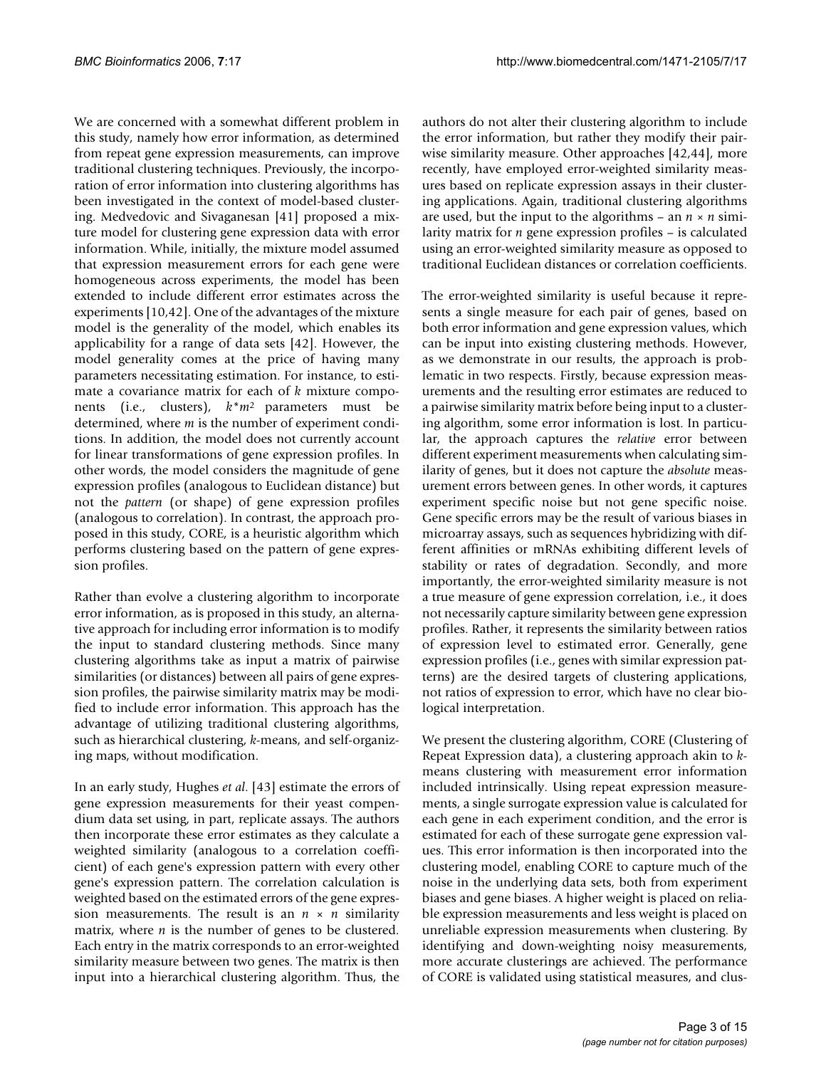We are concerned with a somewhat different problem in this study, namely how error information, as determined from repeat gene expression measurements, can improve traditional clustering techniques. Previously, the incorporation of error information into clustering algorithms has been investigated in the context of model-based clustering. Medvedovic and Sivaganesan [41] proposed a mixture model for clustering gene expression data with error information. While, initially, the mixture model assumed that expression measurement errors for each gene were homogeneous across experiments, the model has been extended to include different error estimates across the experiments [10,42]. One of the advantages of the mixture model is the generality of the model, which enables its applicability for a range of data sets [42]. However, the model generality comes at the price of having many parameters necessitating estimation. For instance, to estimate a covariance matrix for each of $k$ mixture components (i.e., clusters), $k*m^2$ parameters must be determined, where $m$ is the number of experiment conditions. In addition, the model does not currently account for linear transformations of gene expression profiles. In other words, the model considers the magnitude of gene expression profiles (analogous to Euclidean distance) but not the *pattern* (or shape) of gene expression profiles (analogous to correlation). In contrast, the approach proposed in this study, CORE, is a heuristic algorithm which performs clustering based on the pattern of gene expression profiles.

Rather than evolve a clustering algorithm to incorporate error information, as is proposed in this study, an alternative approach for including error information is to modify the input to standard clustering methods. Since many clustering algorithms take as input a matrix of pairwise similarities (or distances) between all pairs of gene expression profiles, the pairwise similarity matrix may be modified to include error information. This approach has the advantage of utilizing traditional clustering algorithms, such as hierarchical clustering, $k$-means, and self-organizing maps, without modification.

In an early study, Hughes *et al*. [43] estimate the errors of gene expression measurements for their yeast compendium data set using, in part, replicate assays. The authors then incorporate these error estimates as they calculate a weighted similarity (analogous to a correlation coefficient) of each gene's expression pattern with every other gene's expression pattern. The correlation calculation is weighted based on the estimated errors of the gene expression measurements. The result is an $n \times n$ similarity matrix, where $n$ is the number of genes to be clustered. Each entry in the matrix corresponds to an error-weighted similarity measure between two genes. The matrix is then input into a hierarchical clustering algorithm. Thus, the authors do not alter their clustering algorithm to include the error information, but rather they modify their pairwise similarity measure. Other approaches [42,44], more recently, have employed error-weighted similarity measures based on replicate expression assays in their clustering applications. Again, traditional clustering algorithms are used, but the input to the algorithms – an $n \times n$ similarity matrix for $n$ gene expression profiles – is calculated using an error-weighted similarity measure as opposed to traditional Euclidean distances or correlation coefficients.

The error-weighted similarity is useful because it represents a single measure for each pair of genes, based on both error information and gene expression values, which can be input into existing clustering methods. However, as we demonstrate in our results, the approach is problematic in two respects. Firstly, because expression measurements and the resulting error estimates are reduced to a pairwise similarity matrix before being input to a clustering algorithm, some error information is lost. In particular, the approach captures the *relative* error between different experiment measurements when calculating similarity of genes, but it does not capture the *absolute* measurement errors between genes. In other words, it captures experiment specific noise but not gene specific noise. Gene specific errors may be the result of various biases in microarray assays, such as sequences hybridizing with different affinities or mRNAs exhibiting different levels of stability or rates of degradation. Secondly, and more importantly, the error-weighted similarity measure is not a true measure of gene expression correlation, i.e., it does not necessarily capture similarity between gene expression profiles. Rather, it represents the similarity between ratios of expression level to estimated error. Generally, gene expression profiles (i.e., genes with similar expression patterns) are the desired targets of clustering applications, not ratios of expression to error, which have no clear biological interpretation.

We present the clustering algorithm, CORE (Clustering of Repeat Expression data), a clustering approach akin to $k$-means clustering with measurement error information included intrinsically. Using repeat expression measurements, a single surrogate expression value is calculated for each gene in each experiment condition, and the error is estimated for each of these surrogate gene expression values. This error information is then incorporated into the clustering model, enabling CORE to capture much of the noise in the underlying data sets, both from experiment biases and gene biases. A higher weight is placed on reliable expression measurements and less weight is placed on unreliable expression measurements when clustering. By identifying and down-weighting noisy measurements, more accurate clusterings are achieved. The performance of CORE is validated using statistical measures, and clus-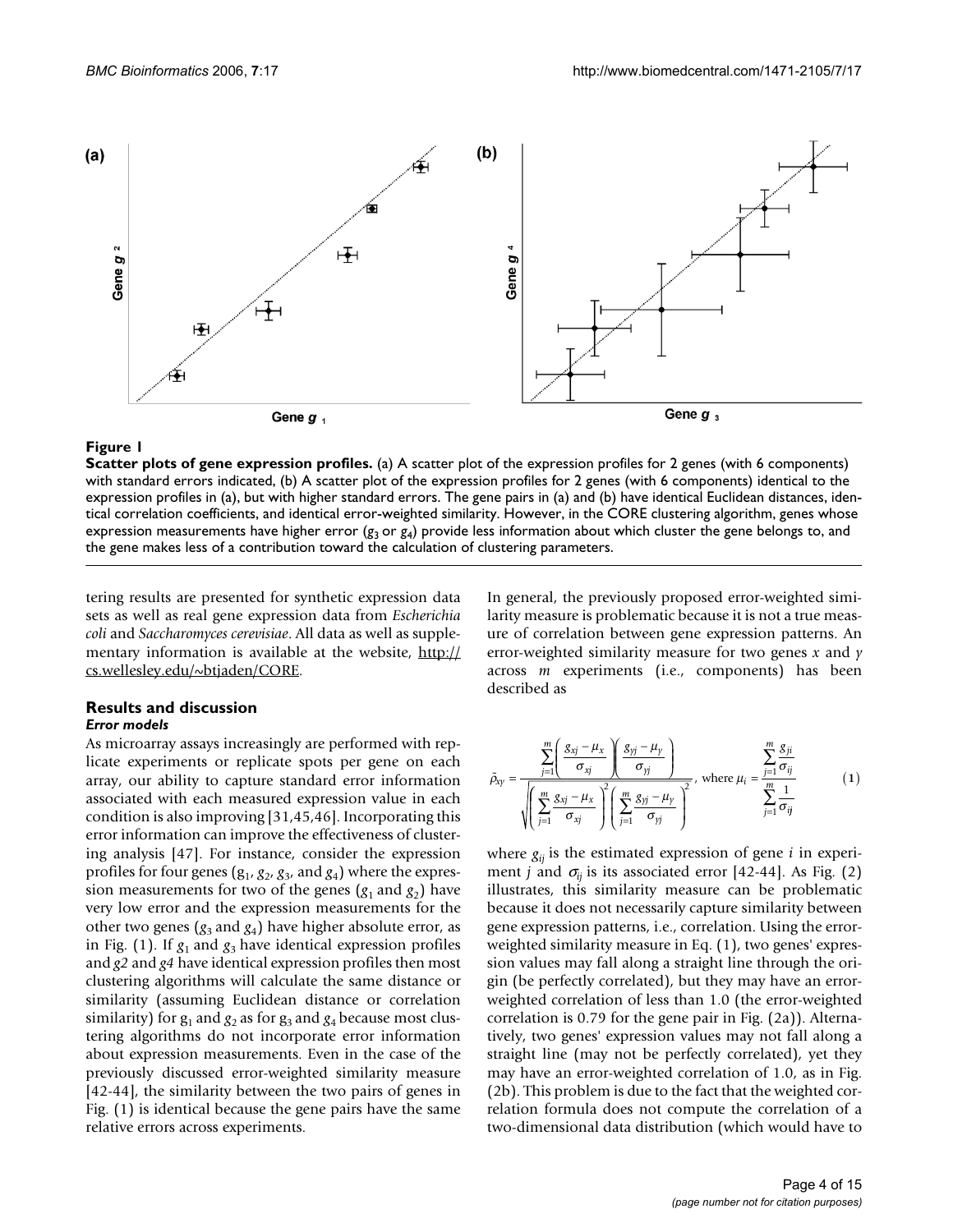**Figure 1**

**Scatter plots of gene expression profiles.** (a) A scatter plot of the expression profiles for 2 genes (with 6 components) with standard errors indicated, (b) A scatter plot of the expression profiles for 2 genes (with 6 components) identical to the expression profiles in (a), but with higher standard errors. The gene pairs in (a) and (b) have identical Euclidean distances, identical correlation coefficients, and identical error-weighted similarity. However, in the CORE clustering algorithm, genes whose expression measurements have higher error ($g_3$ or $g_4$) provide less information about which cluster the gene belongs to, and the gene makes less of a contribution toward the calculation of clustering parameters.

tering results are presented for synthetic expression data sets as well as real gene expression data from *Escherichia coli* and *Saccharomyces cerevisiae*. All data as well as supplementary information is available at the website, http://cs.wellesley.edu/~btjaden/CORE.

## Results and discussion

### *Error models*

As microarray assays increasingly are performed with replicate experiments or replicate spots per gene on each array, our ability to capture standard error information associated with each measured expression value in each condition is also improving [31,45,46]. Incorporating this error information can improve the effectiveness of clustering analysis [47]. For instance, consider the expression profiles for four genes ($g_1$, $g_2$, $g_3$, and $g_4$) where the expression measurements for two of the genes ($g_1$ and $g_2$) have very low error and the expression measurements for the other two genes ($g_3$ and $g_4$) have higher absolute error, as in Fig. (1). If $g_1$ and $g_3$ have identical expression profiles and *g2* and *g4* have identical expression profiles then most clustering algorithms will calculate the same distance or similarity (assuming Euclidean distance or correlation similarity) for $g_1$ and $g_2$ as for $g_3$ and $g_4$ because most clustering algorithms do not incorporate error information about expression measurements. Even in the case of the previously discussed error-weighted similarity measure [42-44], the similarity between the two pairs of genes in Fig. (1) is identical because the gene pairs have the same relative errors across experiments.

In general, the previously proposed error-weighted similarity measure is problematic because it is not a true measure of correlation between gene expression patterns. An error-weighted similarity measure for two genes $x$ and $y$ across $m$ experiments (i.e., components) has been described as

$$\tilde{\rho}_{xy} = \frac{\sum_{j=1}^{m}\left(\frac{g_{xj}-\mu_x}{\sigma_{xj}}\right)\left(\frac{g_{yj}-\mu_y}{\sigma_{yj}}\right)}{\sqrt{\left(\sum_{j=1}^{m}\frac{g_{xj}-\mu_x}{\sigma_{xj}}\right)^2\left(\sum_{j=1}^{m}\frac{g_{yj}-\mu_y}{\sigma_{yj}}\right)^2}}, \text{ where } \mu_i = \frac{\sum_{j=1}^{m}\frac{g_{ji}}{\sigma_{ij}}}{\sum_{j=1}^{m}\frac{1}{\sigma_{ij}}} \qquad (1)$$

where $g_{ij}$ is the estimated expression of gene $i$ in experiment $j$ and $\sigma_{ij}$ is its associated error [42-44]. As Fig. (2) illustrates, this similarity measure can be problematic because it does not necessarily capture similarity between gene expression patterns, i.e., correlation. Using the error-weighted similarity measure in Eq. (1), two genes' expression values may fall along a straight line through the origin (be perfectly correlated), but they may have an error-weighted correlation of less than 1.0 (the error-weighted correlation is 0.79 for the gene pair in Fig. (2a)). Alternatively, two genes' expression values may not fall along a straight line (may not be perfectly correlated), yet they may have an error-weighted correlation of 1.0, as in Fig. (2b). This problem is due to the fact that the weighted correlation formula does not compute the correlation of a two-dimensional data distribution (which would have to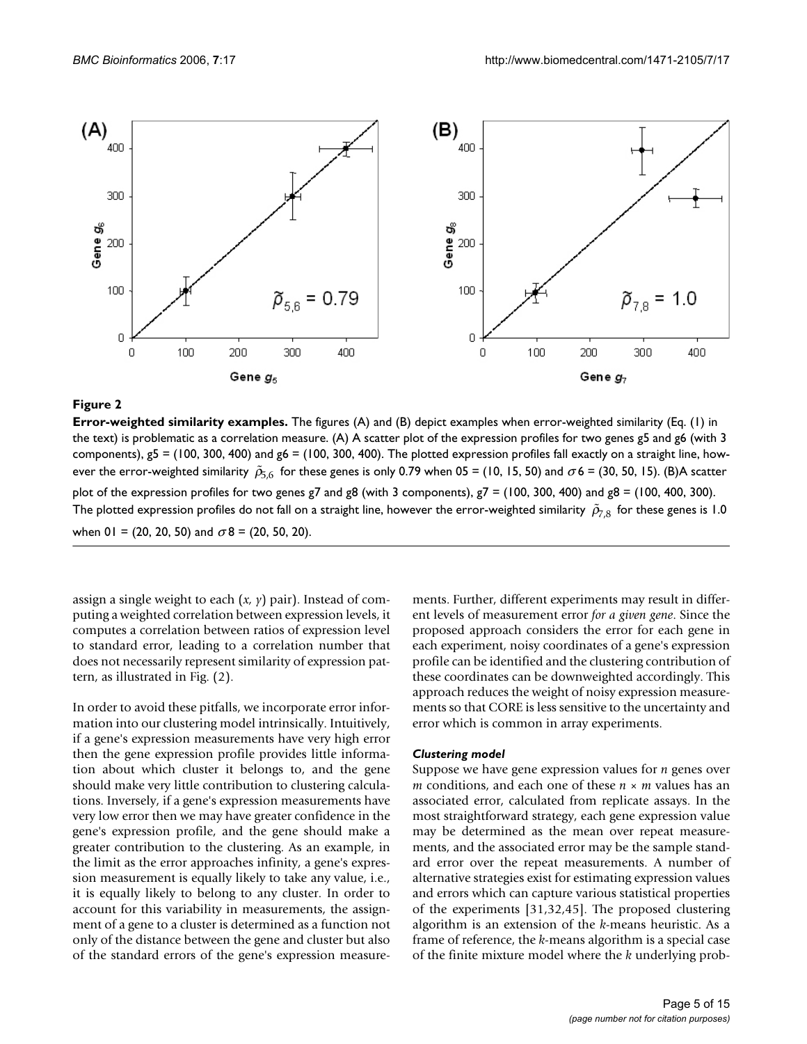**Figure 2**

**Error-weighted similarity examples.** The figures (A) and (B) depict examples when error-weighted similarity (Eq. (1) in the text) is problematic as a correlation measure. (A) A scatter plot of the expression profiles for two genes g5 and g6 (with 3 components), g5 = (100, 300, 400) and g6 = (100, 300, 400). The plotted expression profiles fall exactly on a straight line, however the error-weighted similarity $\tilde{\rho}_{5,6}$ for these genes is only 0.79 when 05 = (10, 15, 50) and $\sigma 6$ = (30, 50, 15). (B)A scatter plot of the expression profiles for two genes g7 and g8 (with 3 components), g7 = (100, 300, 400) and g8 = (100, 400, 300). The plotted expression profiles do not fall on a straight line, however the error-weighted similarity $\tilde{\rho}_{7,8}$ for these genes is 1.0 when 01 = (20, 20, 50) and $\sigma 8$ = (20, 50, 20).

assign a single weight to each (*x, y*) pair). Instead of computing a weighted correlation between expression levels, it computes a correlation between ratios of expression level to standard error, leading to a correlation number that does not necessarily represent similarity of expression pattern, as illustrated in Fig. (2).

In order to avoid these pitfalls, we incorporate error information into our clustering model intrinsically. Intuitively, if a gene's expression measurements have very high error then the gene expression profile provides little information about which cluster it belongs to, and the gene should make very little contribution to clustering calculations. Inversely, if a gene's expression measurements have very low error then we may have greater confidence in the gene's expression profile, and the gene should make a greater contribution to the clustering. As an example, in the limit as the error approaches infinity, a gene's expression measurement is equally likely to take any value, i.e., it is equally likely to belong to any cluster. In order to account for this variability in measurements, the assignment of a gene to a cluster is determined as a function not only of the distance between the gene and cluster but also of the standard errors of the gene's expression measurements. Further, different experiments may result in different levels of measurement error *for a given gene*. Since the proposed approach considers the error for each gene in each experiment, noisy coordinates of a gene's expression profile can be identified and the clustering contribution of these coordinates can be downweighted accordingly. This approach reduces the weight of noisy expression measurements so that CORE is less sensitive to the uncertainty and error which is common in array experiments.

### *Clustering model*

Suppose we have gene expression values for *n* genes over *m* conditions, and each one of these $n \times m$ values has an associated error, calculated from replicate assays. In the most straightforward strategy, each gene expression value may be determined as the mean over repeat measurements, and the associated error may be the sample standard error over the repeat measurements. A number of alternative strategies exist for estimating expression values and errors which can capture various statistical properties of the experiments [31,32,45]. The proposed clustering algorithm is an extension of the *k*-means heuristic. As a frame of reference, the *k*-means algorithm is a special case of the finite mixture model where the *k* underlying prob-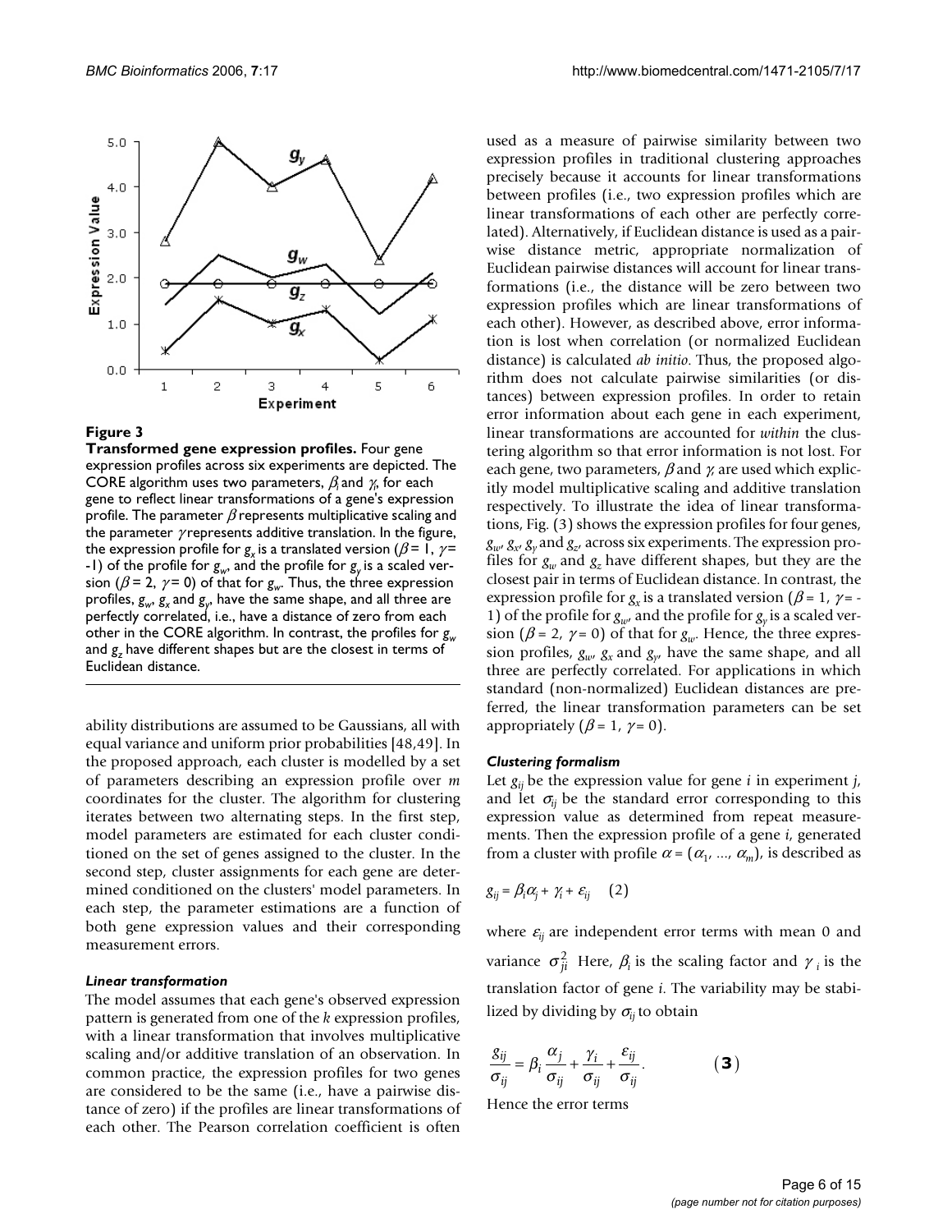5.0
4.0
3.0
2.0
1.0
0.0
Expression Value
1 2 3 4 5 6
Experiment
$g_y$
$g_w$
$g_z$
$g_x$

**Figure 3**

**Transformed gene expression profiles.** Four gene expression profiles across six experiments are depicted. The CORE algorithm uses two parameters, $\beta_i$ and $\gamma_i$, for each gene to reflect linear transformations of a gene's expression profile. The parameter $\beta$ represents multiplicative scaling and the parameter $\gamma$ represents additive translation. In the figure, the expression profile for $g_x$ is a translated version ($\beta = 1$, $\gamma = -1$) of the profile for $g_w$, and the profile for $g_y$ is a scaled version ($\beta = 2$, $\gamma = 0$) of that for $g_w$. Thus, the three expression profiles, $g_w$, $g_x$ and $g_y$, have the same shape, and all three are perfectly correlated, i.e., have a distance of zero from each other in the CORE algorithm. In contrast, the profiles for $g_w$ and $g_z$ have different shapes but are the closest in terms of Euclidean distance.

ability distributions are assumed to be Gaussians, all with equal variance and uniform prior probabilities [48,49]. In the proposed approach, each cluster is modelled by a set of parameters describing an expression profile over *m* coordinates for the cluster. The algorithm for clustering iterates between two alternating steps. In the first step, model parameters are estimated for each cluster conditioned on the set of genes assigned to the cluster. In the second step, cluster assignments for each gene are determined conditioned on the clusters' model parameters. In each step, the parameter estimations are a function of both gene expression values and their corresponding measurement errors.

### *Linear transformation*

The model assumes that each gene's observed expression pattern is generated from one of the *k* expression profiles, with a linear transformation that involves multiplicative scaling and/or additive translation of an observation. In common practice, the expression profiles for two genes are considered to be the same (i.e., have a pairwise distance of zero) if the profiles are linear transformations of each other. The Pearson correlation coefficient is often used as a measure of pairwise similarity between two expression profiles in traditional clustering approaches precisely because it accounts for linear transformations between profiles (i.e., two expression profiles which are linear transformations of each other are perfectly correlated). Alternatively, if Euclidean distance is used as a pairwise distance metric, appropriate normalization of Euclidean pairwise distances will account for linear transformations (i.e., the distance will be zero between two expression profiles which are linear transformations of each other). However, as described above, error information is lost when correlation (or normalized Euclidean distance) is calculated *ab initio*. Thus, the proposed algorithm does not calculate pairwise similarities (or distances) between expression profiles. In order to retain error information about each gene in each experiment, linear transformations are accounted for *within* the clustering algorithm so that error information is not lost. For each gene, two parameters, $\beta$ and $\gamma$, are used which explicitly model multiplicative scaling and additive translation respectively. To illustrate the idea of linear transformations, Fig. (3) shows the expression profiles for four genes, $g_w$, $g_x$, $g_y$ and $g_z$, across six experiments. The expression profiles for $g_w$ and $g_z$ have different shapes, but they are the closest pair in terms of Euclidean distance. In contrast, the expression profile for $g_x$ is a translated version ($\beta = 1$, $\gamma = -1$) of the profile for $g_w$, and the profile for $g_y$ is a scaled version ($\beta = 2$, $\gamma = 0$) of that for $g_w$. Hence, the three expression profiles, $g_w$, $g_x$ and $g_y$, have the same shape, and all three are perfectly correlated. For applications in which standard (non-normalized) Euclidean distances are preferred, the linear transformation parameters can be set appropriately ($\beta = 1$, $\gamma = 0$).

### *Clustering formalism*

Let $g_{ij}$ be the expression value for gene *i* in experiment *j*, and let $\sigma_{ij}$ be the standard error corresponding to this expression value as determined from repeat measurements. Then the expression profile of a gene *i*, generated from a cluster with profile $\alpha = (\alpha_1, ..., \alpha_m)$, is described as

$$g_{ij} = \beta_i \alpha_j + \gamma_i + \varepsilon_{ij} \quad (2)$$

where $\varepsilon_{ij}$ are independent error terms with mean 0 and variance $\sigma_{ji}^2$. Here, $\beta_i$ is the scaling factor and $\gamma_i$ is the translation factor of gene *i*. The variability may be stabilized by dividing by $\sigma_{ij}$ to obtain

$$\frac{g_{ij}}{\sigma_{ij}} = \beta_i \frac{\alpha_j}{\sigma_{ij}} + \frac{\gamma_i}{\sigma_{ij}} + \frac{\varepsilon_{ij}}{\sigma_{ij}}. \quad (3)$$

Hence the error terms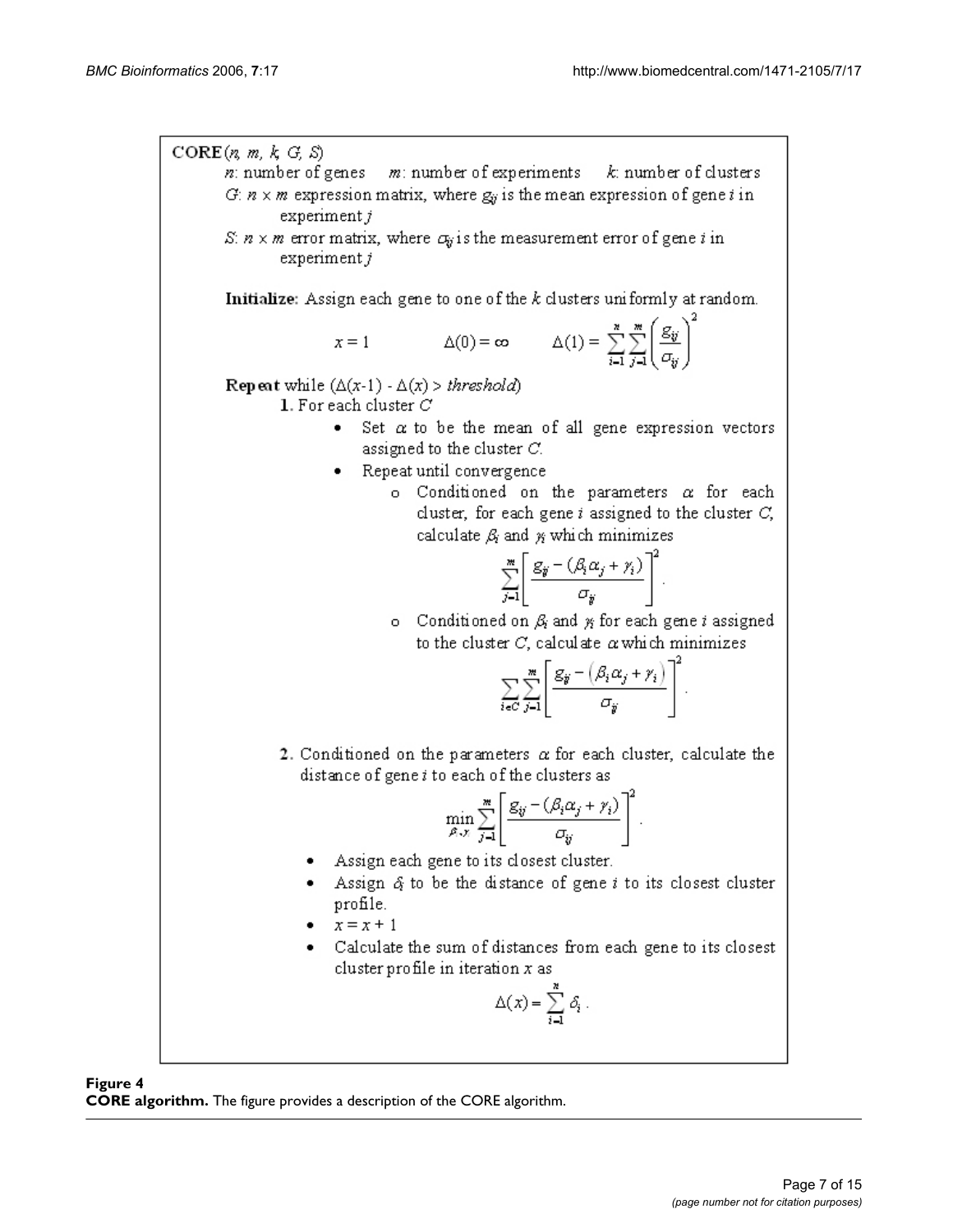**CORE**($n$, $m$, $k$, $G$, $S$)

$n$: number of genes  $m$: number of experiments  $k$: number of clusters

$G$: $n \times m$ expression matrix, where $g_{ij}$ is the mean expression of gene $i$ in experiment $j$

$S$: $n \times m$ error matrix, where $\sigma_{ij}$ is the measurement error of gene $i$ in experiment $j$

**Initialize:** Assign each gene to one of the $k$ clusters uniformly at random.

$$x = 1 \qquad \Delta(0) = \infty \qquad \Delta(1) = \sum_{i=1}^{n}\sum_{j=1}^{m}\left(\frac{g_{ij}}{\sigma_{ij}}\right)^2$$

**Repeat** while ($\Delta(x\text{-}1) - \Delta(x) > \textit{threshold}$)

**1.** For each cluster $C$

- Set $\alpha$ to be the mean of all gene expression vectors assigned to the cluster $C$.
- Repeat until convergence
  - Conditioned on the parameters $\alpha$ for each cluster, for each gene $i$ assigned to the cluster $C$, calculate $\beta_i$ and $\gamma_i$ which minimizes
    $$\sum_{j=1}^{m}\left[\frac{g_{ij} - (\beta_i\alpha_j + \gamma_i)}{\sigma_{ij}}\right]^2.$$
  - Conditioned on $\beta_i$ and $\gamma_i$ for each gene $i$ assigned to the cluster $C$, calculate $\alpha$ which minimizes
    $$\sum_{i \in C}\sum_{j=1}^{m}\left[\frac{g_{ij} - \left(\beta_i\alpha_j + \gamma_i\right)}{\sigma_{ij}}\right]^2.$$

**2.** Conditioned on the parameters $\alpha$ for each cluster, calculate the distance of gene $i$ to each of the clusters as

$$\min_{\beta,\gamma}\sum_{j=1}^{m}\left[\frac{g_{ij} - (\beta_i\alpha_j + \gamma_i)}{\sigma_{ij}}\right]^2.$$

- Assign each gene to its closest cluster.
- Assign $\delta_i$ to be the distance of gene $i$ to its closest cluster profile.
- $x = x + 1$
- Calculate the sum of distances from each gene to its closest cluster profile in iteration $x$ as
  $$\Delta(x) = \sum_{i=1}^{n}\delta_i.$$

**Figure 4**
**CORE algorithm.** The figure provides a description of the CORE algorithm.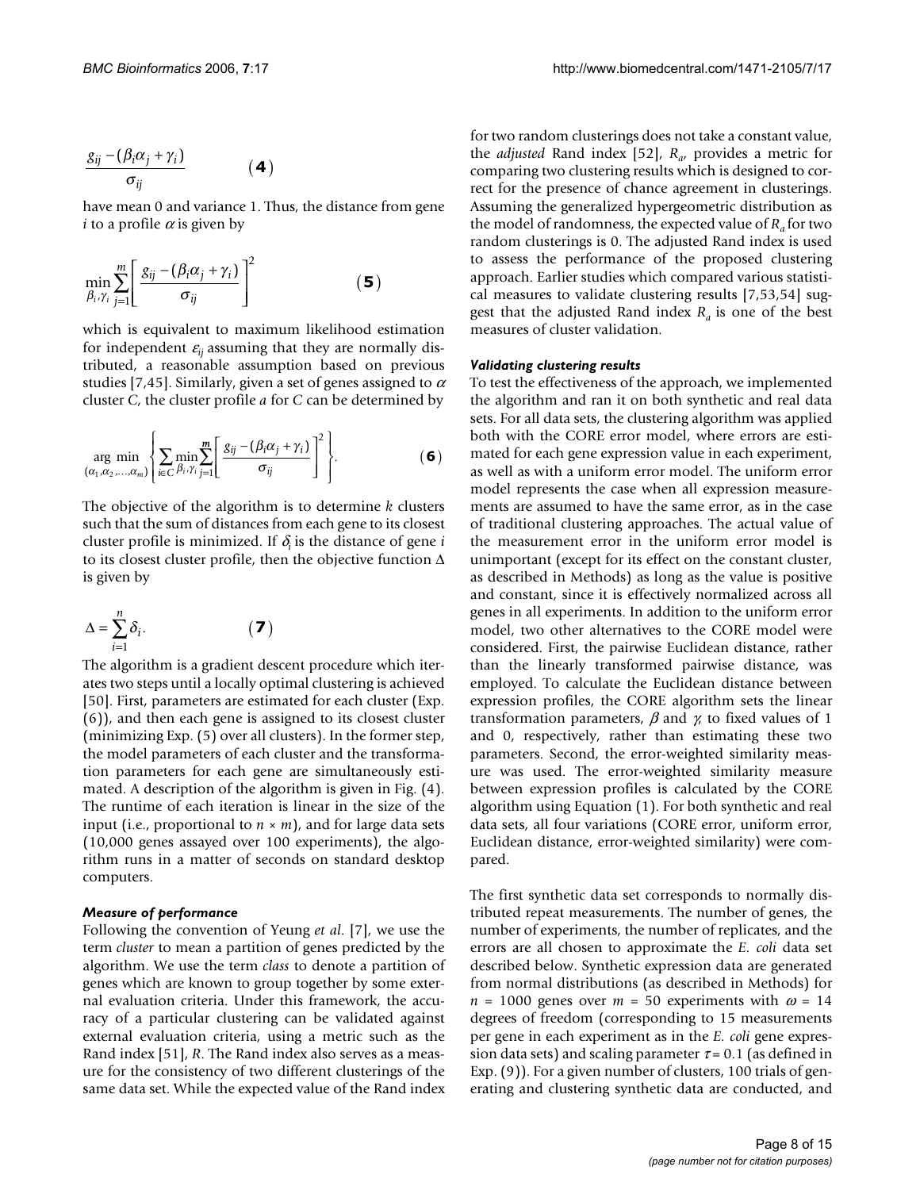$$\frac{g_{ij} - (\beta_i \alpha_j + \gamma_i)}{\sigma_{ij}} \qquad (4)$$

have mean 0 and variance 1. Thus, the distance from gene $i$ to a profile $\alpha$ is given by

$$\min_{\beta_i, \gamma_i} \sum_{j=1}^{m} \left[ \frac{g_{ij} - (\beta_i \alpha_j + \gamma_i)}{\sigma_{ij}} \right]^2 \qquad (5)$$

which is equivalent to maximum likelihood estimation for independent $\varepsilon_{ij}$ assuming that they are normally distributed, a reasonable assumption based on previous studies [7,45]. Similarly, given a set of genes assigned to $\alpha$ cluster $C$, the cluster profile $a$ for $C$ can be determined by

$$\underset{(\alpha_1, \alpha_2, \ldots, \alpha_m)}{\arg\min} \left\{ \sum_{i \in C} \min_{\beta_i, \gamma_i} \sum_{j=1}^{m} \left[ \frac{g_{ij} - (\beta_i \alpha_j + \gamma_i)}{\sigma_{ij}} \right]^2 \right\}. \qquad (6)$$

The objective of the algorithm is to determine $k$ clusters such that the sum of distances from each gene to its closest cluster profile is minimized. If $\delta_i$ is the distance of gene $i$ to its closest cluster profile, then the objective function $\Delta$ is given by

$$\Delta = \sum_{i=1}^{n} \delta_i. \qquad (7)$$

The algorithm is a gradient descent procedure which iterates two steps until a locally optimal clustering is achieved [50]. First, parameters are estimated for each cluster (Exp. (6)), and then each gene is assigned to its closest cluster (minimizing Exp. (5) over all clusters). In the former step, the model parameters of each cluster and the transformation parameters for each gene are simultaneously estimated. A description of the algorithm is given in Fig. (4). The runtime of each iteration is linear in the size of the input (i.e., proportional to $n \times m$), and for large data sets (10,000 genes assayed over 100 experiments), the algorithm runs in a matter of seconds on standard desktop computers.

### *Measure of performance*

Following the convention of Yeung *et al*. [7], we use the term *cluster* to mean a partition of genes predicted by the algorithm. We use the term *class* to denote a partition of genes which are known to group together by some external evaluation criteria. Under this framework, the accuracy of a particular clustering can be validated against external evaluation criteria, using a metric such as the Rand index [51], $R$. The Rand index also serves as a measure for the consistency of two different clusterings of the same data set. While the expected value of the Rand index for two random clusterings does not take a constant value, the *adjusted* Rand index [52], $R_a$, provides a metric for comparing two clustering results which is designed to correct for the presence of chance agreement in clusterings. Assuming the generalized hypergeometric distribution as the model of randomness, the expected value of $R_a$ for two random clusterings is 0. The adjusted Rand index is used to assess the performance of the proposed clustering approach. Earlier studies which compared various statistical measures to validate clustering results [7,53,54] suggest that the adjusted Rand index $R_a$ is one of the best measures of cluster validation.

### *Validating clustering results*

To test the effectiveness of the approach, we implemented the algorithm and ran it on both synthetic and real data sets. For all data sets, the clustering algorithm was applied both with the CORE error model, where errors are estimated for each gene expression value in each experiment, as well as with a uniform error model. The uniform error model represents the case when all expression measurements are assumed to have the same error, as in the case of traditional clustering approaches. The actual value of the measurement error in the uniform error model is unimportant (except for its effect on the constant cluster, as described in Methods) as long as the value is positive and constant, since it is effectively normalized across all genes in all experiments. In addition to the uniform error model, two other alternatives to the CORE model were considered. First, the pairwise Euclidean distance, rather than the linearly transformed pairwise distance, was employed. To calculate the Euclidean distance between expression profiles, the CORE algorithm sets the linear transformation parameters, $\beta$ and $\gamma$, to fixed values of 1 and 0, respectively, rather than estimating these two parameters. Second, the error-weighted similarity measure was used. The error-weighted similarity measure between expression profiles is calculated by the CORE algorithm using Equation (1). For both synthetic and real data sets, all four variations (CORE error, uniform error, Euclidean distance, error-weighted similarity) were compared.

The first synthetic data set corresponds to normally distributed repeat measurements. The number of genes, the number of experiments, the number of replicates, and the errors are all chosen to approximate the *E. coli* data set described below. Synthetic expression data are generated from normal distributions (as described in Methods) for $n$ = 1000 genes over $m$ = 50 experiments with $\omega$ = 14 degrees of freedom (corresponding to 15 measurements per gene in each experiment as in the *E. coli* gene expression data sets) and scaling parameter $\tau$ = 0.1 (as defined in Exp. (9)). For a given number of clusters, 100 trials of generating and clustering synthetic data are conducted, and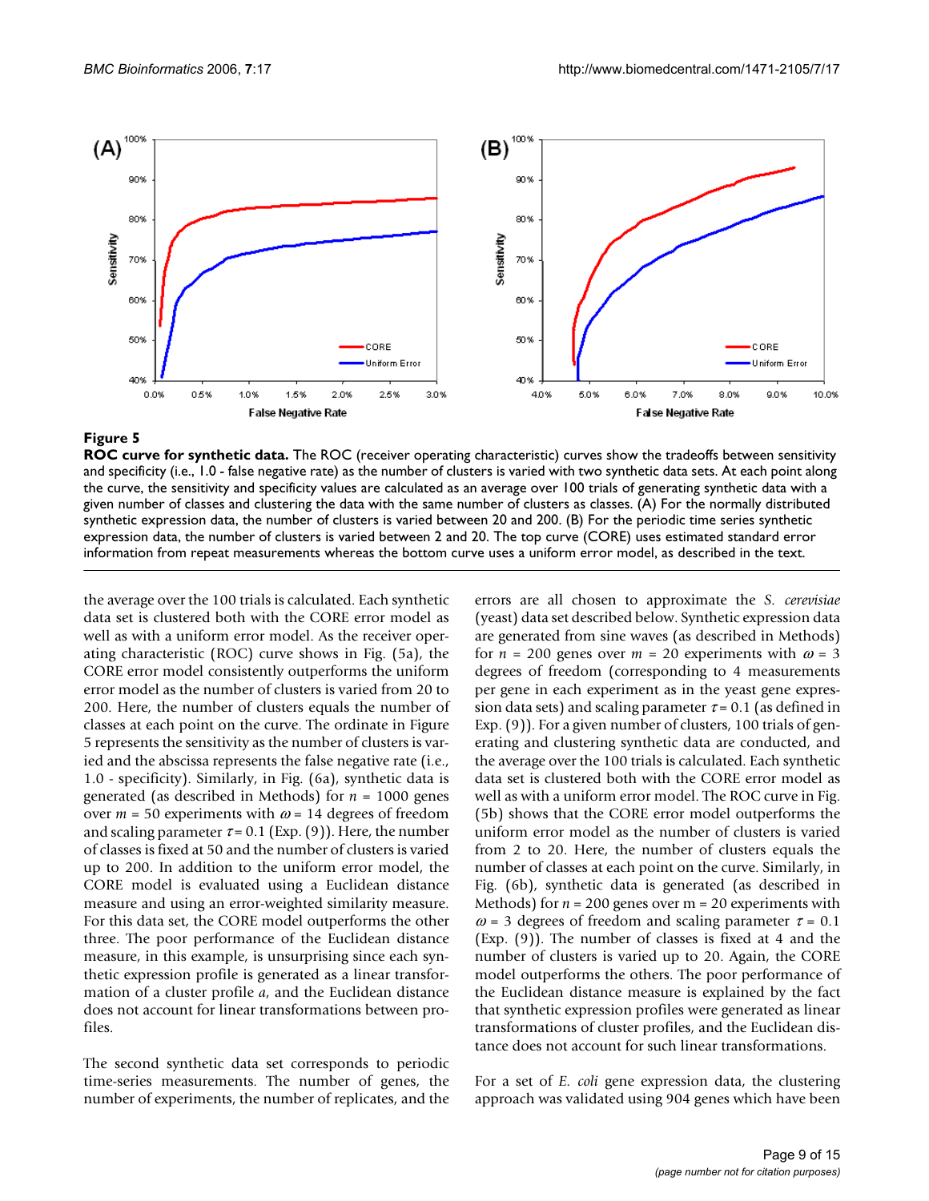**Figure 5**

**ROC curve for synthetic data.** The ROC (receiver operating characteristic) curves show the tradeoffs between sensitivity and specificity (i.e., 1.0 - false negative rate) as the number of clusters is varied with two synthetic data sets. At each point along the curve, the sensitivity and specificity values are calculated as an average over 100 trials of generating synthetic data with a given number of classes and clustering the data with the same number of clusters as classes. (A) For the normally distributed synthetic expression data, the number of clusters is varied between 20 and 200. (B) For the periodic time series synthetic expression data, the number of clusters is varied between 2 and 20. The top curve (CORE) uses estimated standard error information from repeat measurements whereas the bottom curve uses a uniform error model, as described in the text.

the average over the 100 trials is calculated. Each synthetic data set is clustered both with the CORE error model as well as with a uniform error model. As the receiver operating characteristic (ROC) curve shows in Fig. (5a), the CORE error model consistently outperforms the uniform error model as the number of clusters is varied from 20 to 200. Here, the number of clusters equals the number of classes at each point on the curve. The ordinate in Figure 5 represents the sensitivity as the number of clusters is varied and the abscissa represents the false negative rate (i.e., 1.0 - specificity). Similarly, in Fig. (6a), synthetic data is generated (as described in Methods) for $n$ = 1000 genes over $m$ = 50 experiments with $\omega$ = 14 degrees of freedom and scaling parameter $\tau$ = 0.1 (Exp. (9)). Here, the number of classes is fixed at 50 and the number of clusters is varied up to 200. In addition to the uniform error model, the CORE model is evaluated using a Euclidean distance measure and using an error-weighted similarity measure. For this data set, the CORE model outperforms the other three. The poor performance of the Euclidean distance measure, in this example, is unsurprising since each synthetic expression profile is generated as a linear transformation of a cluster profile $a$, and the Euclidean distance does not account for linear transformations between profiles.

The second synthetic data set corresponds to periodic time-series measurements. The number of genes, the number of experiments, the number of replicates, and the errors are all chosen to approximate the *S. cerevisiae* (yeast) data set described below. Synthetic expression data are generated from sine waves (as described in Methods) for $n$ = 200 genes over $m$ = 20 experiments with $\omega$ = 3 degrees of freedom (corresponding to 4 measurements per gene in each experiment as in the yeast gene expression data sets) and scaling parameter $\tau$ = 0.1 (as defined in Exp. (9)). For a given number of clusters, 100 trials of generating and clustering synthetic data are conducted, and the average over the 100 trials is calculated. Each synthetic data set is clustered both with the CORE error model as well as with a uniform error model. The ROC curve in Fig. (5b) shows that the CORE error model outperforms the uniform error model as the number of clusters is varied from 2 to 20. Here, the number of clusters equals the number of classes at each point on the curve. Similarly, in Fig. (6b), synthetic data is generated (as described in Methods) for $n$ = 200 genes over m = 20 experiments with $\omega$ = 3 degrees of freedom and scaling parameter $\tau$ = 0.1 (Exp. (9)). The number of classes is fixed at 4 and the number of clusters is varied up to 20. Again, the CORE model outperforms the others. The poor performance of the Euclidean distance measure is explained by the fact that synthetic expression profiles were generated as linear transformations of cluster profiles, and the Euclidean distance does not account for such linear transformations.

For a set of *E. coli* gene expression data, the clustering approach was validated using 904 genes which have been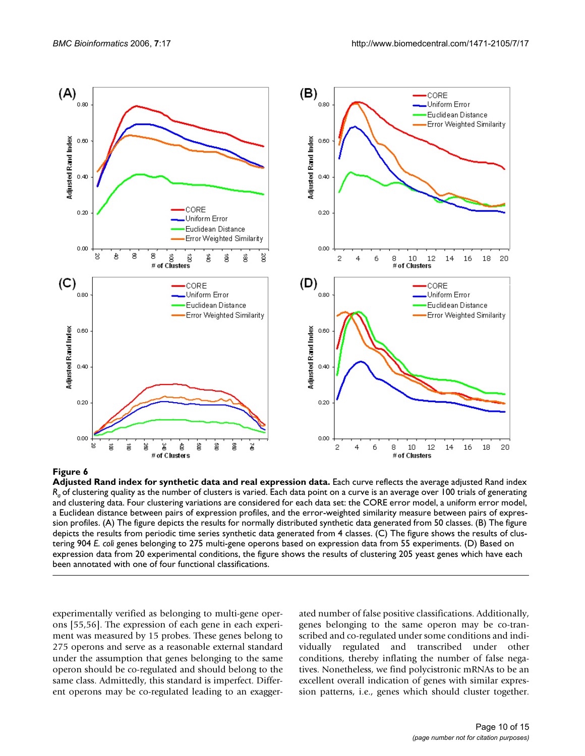**Figure 6**

**Adjusted Rand index for synthetic data and real expression data.** Each curve reflects the average adjusted Rand index $R_a$ of clustering quality as the number of clusters is varied. Each data point on a curve is an average over 100 trials of generating and clustering data. Four clustering variations are considered for each data set: the CORE error model, a uniform error model, a Euclidean distance between pairs of expression profiles, and the error-weighted similarity measure between pairs of expression profiles. (A) The figure depicts the results for normally distributed synthetic data generated from 50 classes. (B) The figure depicts the results from periodic time series synthetic data generated from 4 classes. (C) The figure shows the results of clustering 904 *E. coli* genes belonging to 275 multi-gene operons based on expression data from 55 experiments. (D) Based on expression data from 20 experimental conditions, the figure shows the results of clustering 205 yeast genes which have each been annotated with one of four functional classifications.

experimentally verified as belonging to multi-gene operons [55,56]. The expression of each gene in each experiment was measured by 15 probes. These genes belong to 275 operons and serve as a reasonable external standard under the assumption that genes belonging to the same operon should be co-regulated and should belong to the same class. Admittedly, this standard is imperfect. Different operons may be co-regulated leading to an exaggerated number of false positive classifications. Additionally, genes belonging to the same operon may be co-transcribed and co-regulated under some conditions and individually regulated and transcribed under other conditions, thereby inflating the number of false negatives. Nonetheless, we find polycistronic mRNAs to be an excellent overall indication of genes with similar expression patterns, i.e., genes which should cluster together.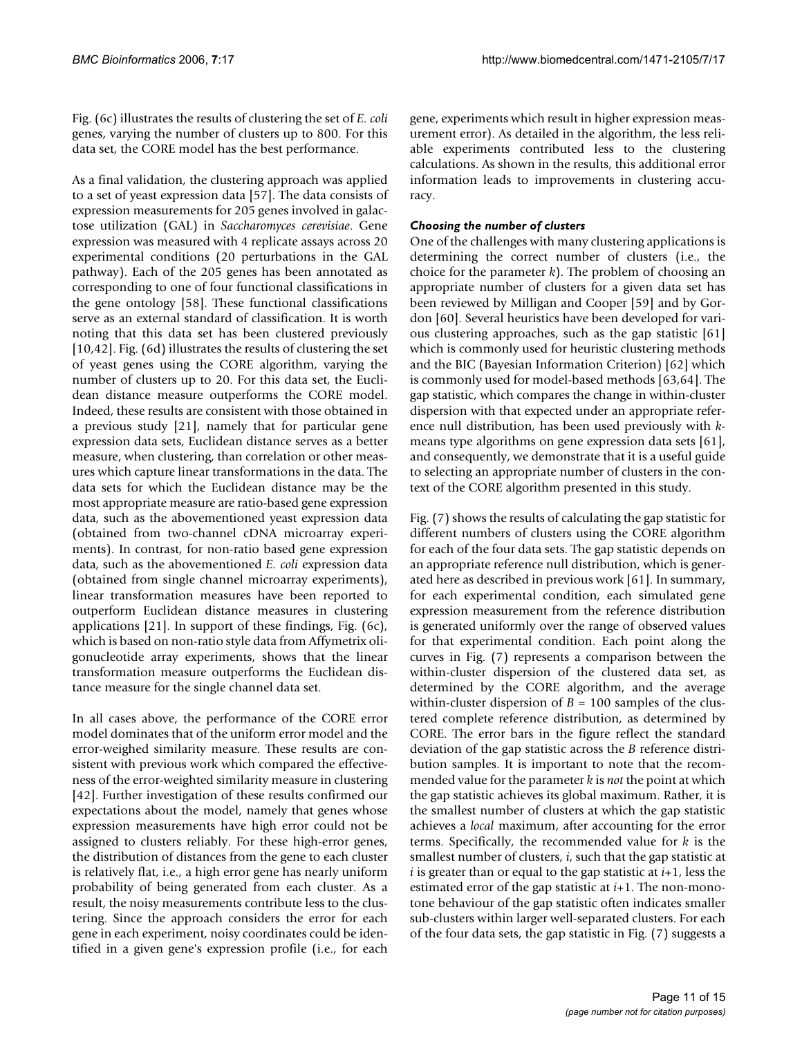Fig. (6c) illustrates the results of clustering the set of *E. coli* genes, varying the number of clusters up to 800. For this data set, the CORE model has the best performance.

As a final validation, the clustering approach was applied to a set of yeast expression data [57]. The data consists of expression measurements for 205 genes involved in galactose utilization (GAL) in *Saccharomyces cerevisiae*. Gene expression was measured with 4 replicate assays across 20 experimental conditions (20 perturbations in the GAL pathway). Each of the 205 genes has been annotated as corresponding to one of four functional classifications in the gene ontology [58]. These functional classifications serve as an external standard of classification. It is worth noting that this data set has been clustered previously [10,42]. Fig. (6d) illustrates the results of clustering the set of yeast genes using the CORE algorithm, varying the number of clusters up to 20. For this data set, the Euclidean distance measure outperforms the CORE model. Indeed, these results are consistent with those obtained in a previous study [21], namely that for particular gene expression data sets, Euclidean distance serves as a better measure, when clustering, than correlation or other measures which capture linear transformations in the data. The data sets for which the Euclidean distance may be the most appropriate measure are ratio-based gene expression data, such as the abovementioned yeast expression data (obtained from two-channel cDNA microarray experiments). In contrast, for non-ratio based gene expression data, such as the abovementioned *E. coli* expression data (obtained from single channel microarray experiments), linear transformation measures have been reported to outperform Euclidean distance measures in clustering applications [21]. In support of these findings, Fig. (6c), which is based on non-ratio style data from Affymetrix oligonucleotide array experiments, shows that the linear transformation measure outperforms the Euclidean distance measure for the single channel data set.

In all cases above, the performance of the CORE error model dominates that of the uniform error model and the error-weighed similarity measure. These results are consistent with previous work which compared the effectiveness of the error-weighted similarity measure in clustering [42]. Further investigation of these results confirmed our expectations about the model, namely that genes whose expression measurements have high error could not be assigned to clusters reliably. For these high-error genes, the distribution of distances from the gene to each cluster is relatively flat, i.e., a high error gene has nearly uniform probability of being generated from each cluster. As a result, the noisy measurements contribute less to the clustering. Since the approach considers the error for each gene in each experiment, noisy coordinates could be identified in a given gene's expression profile (i.e., for each gene, experiments which result in higher expression measurement error). As detailed in the algorithm, the less reliable experiments contributed less to the clustering calculations. As shown in the results, this additional error information leads to improvements in clustering accuracy.

### *Choosing the number of clusters*

One of the challenges with many clustering applications is determining the correct number of clusters (i.e., the choice for the parameter $k$). The problem of choosing an appropriate number of clusters for a given data set has been reviewed by Milligan and Cooper [59] and by Gordon [60]. Several heuristics have been developed for various clustering approaches, such as the gap statistic [61] which is commonly used for heuristic clustering methods and the BIC (Bayesian Information Criterion) [62] which is commonly used for model-based methods [63,64]. The gap statistic, which compares the change in within-cluster dispersion with that expected under an appropriate reference null distribution, has been used previously with $k$-means type algorithms on gene expression data sets [61], and consequently, we demonstrate that it is a useful guide to selecting an appropriate number of clusters in the context of the CORE algorithm presented in this study.

Fig. (7) shows the results of calculating the gap statistic for different numbers of clusters using the CORE algorithm for each of the four data sets. The gap statistic depends on an appropriate reference null distribution, which is generated here as described in previous work [61]. In summary, for each experimental condition, each simulated gene expression measurement from the reference distribution is generated uniformly over the range of observed values for that experimental condition. Each point along the curves in Fig. (7) represents a comparison between the within-cluster dispersion of the clustered data set, as determined by the CORE algorithm, and the average within-cluster dispersion of $B = 100$ samples of the clustered complete reference distribution, as determined by CORE. The error bars in the figure reflect the standard deviation of the gap statistic across the $B$ reference distribution samples. It is important to note that the recommended value for the parameter $k$ is *not* the point at which the gap statistic achieves its global maximum. Rather, it is the smallest number of clusters at which the gap statistic achieves a *local* maximum, after accounting for the error terms. Specifically, the recommended value for $k$ is the smallest number of clusters, $i$, such that the gap statistic at $i$ is greater than or equal to the gap statistic at $i$+1, less the estimated error of the gap statistic at $i$+1. The non-monotone behaviour of the gap statistic often indicates smaller sub-clusters within larger well-separated clusters. For each of the four data sets, the gap statistic in Fig. (7) suggests a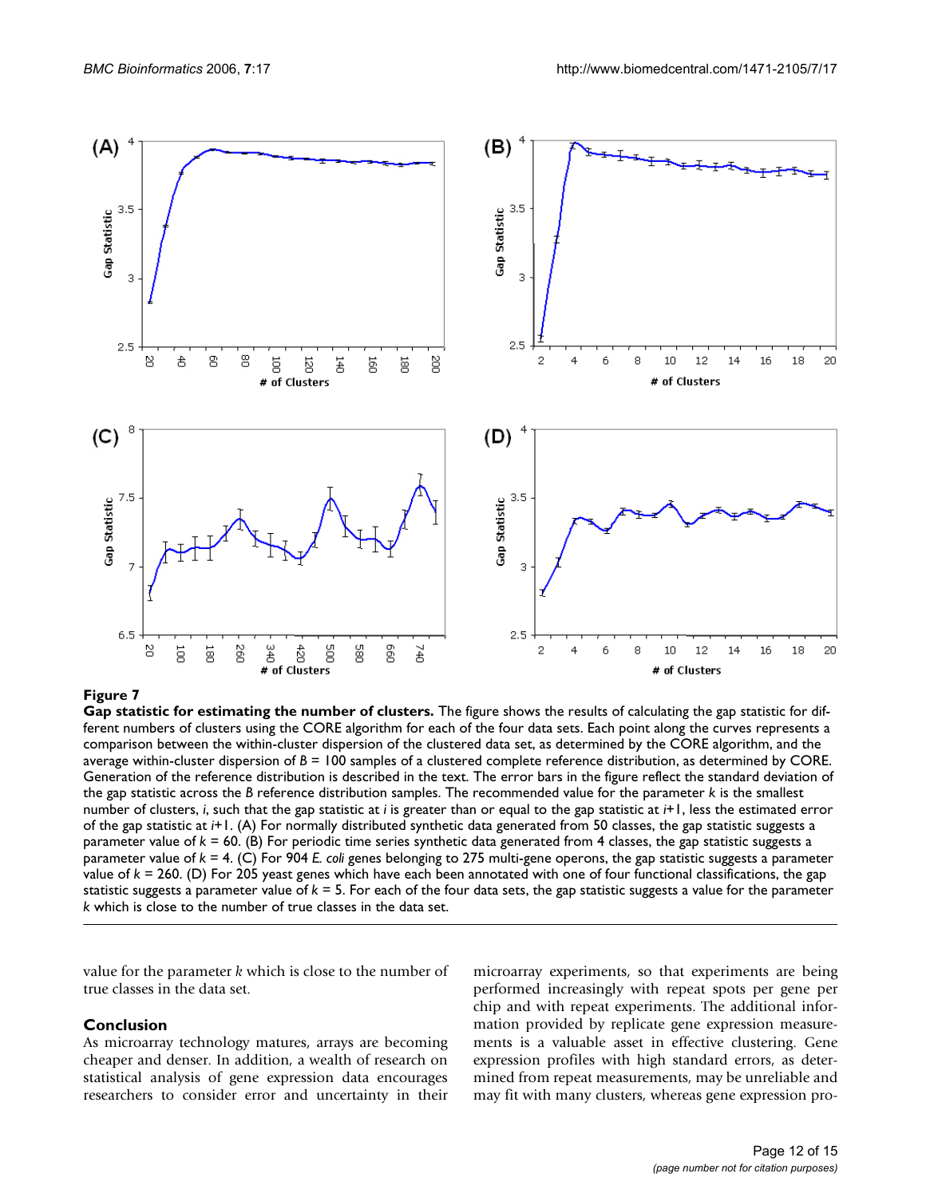**Figure 7**

**Gap statistic for estimating the number of clusters.** The figure shows the results of calculating the gap statistic for different numbers of clusters using the CORE algorithm for each of the four data sets. Each point along the curves represents a comparison between the within-cluster dispersion of the clustered data set, as determined by the CORE algorithm, and the average within-cluster dispersion of $B = 100$ samples of a clustered complete reference distribution, as determined by CORE. Generation of the reference distribution is described in the text. The error bars in the figure reflect the standard deviation of the gap statistic across the $B$ reference distribution samples. The recommended value for the parameter $k$ is the smallest number of clusters, $i$, such that the gap statistic at $i$ is greater than or equal to the gap statistic at $i$+1, less the estimated error of the gap statistic at $i$+1. (A) For normally distributed synthetic data generated from 50 classes, the gap statistic suggests a parameter value of $k = 60$. (B) For periodic time series synthetic data generated from 4 classes, the gap statistic suggests a parameter value of $k = 4$. (C) For 904 *E. coli* genes belonging to 275 multi-gene operons, the gap statistic suggests a parameter value of $k = 260$. (D) For 205 yeast genes which have each been annotated with one of four functional classifications, the gap statistic suggests a parameter value of $k = 5$. For each of the four data sets, the gap statistic suggests a value for the parameter $k$ which is close to the number of true classes in the data set.

value for the parameter $k$ which is close to the number of true classes in the data set.

## Conclusion

As microarray technology matures, arrays are becoming cheaper and denser. In addition, a wealth of research on statistical analysis of gene expression data encourages researchers to consider error and uncertainty in their microarray experiments, so that experiments are being performed increasingly with repeat spots per gene per chip and with repeat experiments. The additional information provided by replicate gene expression measurements is a valuable asset in effective clustering. Gene expression profiles with high standard errors, as determined from repeat measurements, may be unreliable and may fit with many clusters, whereas gene expression pro-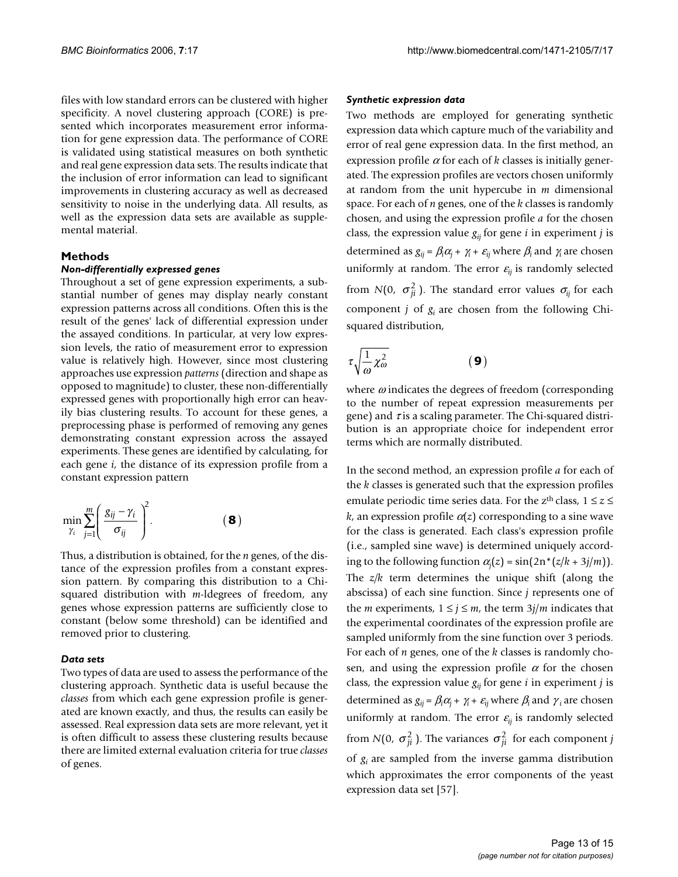files with low standard errors can be clustered with higher specificity. A novel clustering approach (CORE) is presented which incorporates measurement error information for gene expression data. The performance of CORE is validated using statistical measures on both synthetic and real gene expression data sets. The results indicate that the inclusion of error information can lead to significant improvements in clustering accuracy as well as decreased sensitivity to noise in the underlying data. All results, as well as the expression data sets are available as supplemental material.

## Methods

### *Non-differentially expressed genes*

Throughout a set of gene expression experiments, a substantial number of genes may display nearly constant expression patterns across all conditions. Often this is the result of the genes' lack of differential expression under the assayed conditions. In particular, at very low expression levels, the ratio of measurement error to expression value is relatively high. However, since most clustering approaches use expression *patterns* (direction and shape as opposed to magnitude) to cluster, these non-differentially expressed genes with proportionally high error can heavily bias clustering results. To account for these genes, a preprocessing phase is performed of removing any genes demonstrating constant expression across the assayed experiments. These genes are identified by calculating, for each gene $i$, the distance of its expression profile from a constant expression pattern

$$\min_{\gamma_i} \sum_{j=1}^{m} \left( \frac{g_{ij} - \gamma_i}{\sigma_{ij}} \right)^2. \qquad (8)$$

Thus, a distribution is obtained, for the $n$ genes, of the distance of the expression profiles from a constant expression pattern. By comparing this distribution to a Chi-squared distribution with $m$-ldegrees of freedom, any genes whose expression patterns are sufficiently close to constant (below some threshold) can be identified and removed prior to clustering.

### *Data sets*

Two types of data are used to assess the performance of the clustering approach. Synthetic data is useful because the *classes* from which each gene expression profile is generated are known exactly, and thus, the results can easily be assessed. Real expression data sets are more relevant, yet it is often difficult to assess these clustering results because there are limited external evaluation criteria for true *classes* of genes.

### *Synthetic expression data*

Two methods are employed for generating synthetic expression data which capture much of the variability and error of real gene expression data. In the first method, an expression profile $\alpha$ for each of $k$ classes is initially generated. The expression profiles are vectors chosen uniformly at random from the unit hypercube in $m$ dimensional space. For each of $n$ genes, one of the $k$ classes is randomly chosen, and using the expression profile $a$ for the chosen class, the expression value $g_{ij}$ for gene $i$ in experiment $j$ is determined as $g_{ij} = \beta_i\alpha_j + \gamma_i + \varepsilon_{ij}$ where $\beta_i$ and $\gamma_i$ are chosen uniformly at random. The error $\varepsilon_{ij}$ is randomly selected from $N(0, \sigma_{ji}^2)$. The standard error values $\sigma_{ij}$ for each component $j$ of $g_i$ are chosen from the following Chi-squared distribution,

$$\tau\sqrt{\frac{1}{\omega}\chi_{\omega}^2} \qquad (9)$$

where $\omega$ indicates the degrees of freedom (corresponding to the number of repeat expression measurements per gene) and $\tau$ is a scaling parameter. The Chi-squared distribution is an appropriate choice for independent error terms which are normally distributed.

In the second method, an expression profile $a$ for each of the $k$ classes is generated such that the expression profiles emulate periodic time series data. For the $z^{th}$ class, $1 \le z \le k$, an expression profile $\alpha(z)$ corresponding to a sine wave for the class is generated. Each class's expression profile (i.e., sampled sine wave) is determined uniquely according to the following function $\alpha_j(z) = \sin(2\pi * (z/k + 3j/m))$. The $z/k$ term determines the unique shift (along the abscissa) of each sine function. Since $j$ represents one of the $m$ experiments, $1 \le j \le m$, the term $3j/m$ indicates that the experimental coordinates of the expression profile are sampled uniformly from the sine function over 3 periods. For each of $n$ genes, one of the $k$ classes is randomly chosen, and using the expression profile $\alpha$ for the chosen class, the expression value $g_{ij}$ for gene $i$ in experiment $j$ is determined as $g_{ij} = \beta_i\alpha_j + \gamma_i + \varepsilon_{ij}$ where $\beta_i$ and $\gamma_i$ are chosen uniformly at random. The error $\varepsilon_{ij}$ is randomly selected from $N(0, \sigma_{ji}^2)$. The variances $\sigma_{ji}^2$ for each component $j$ of $g_i$ are sampled from the inverse gamma distribution which approximates the error components of the yeast expression data set [57].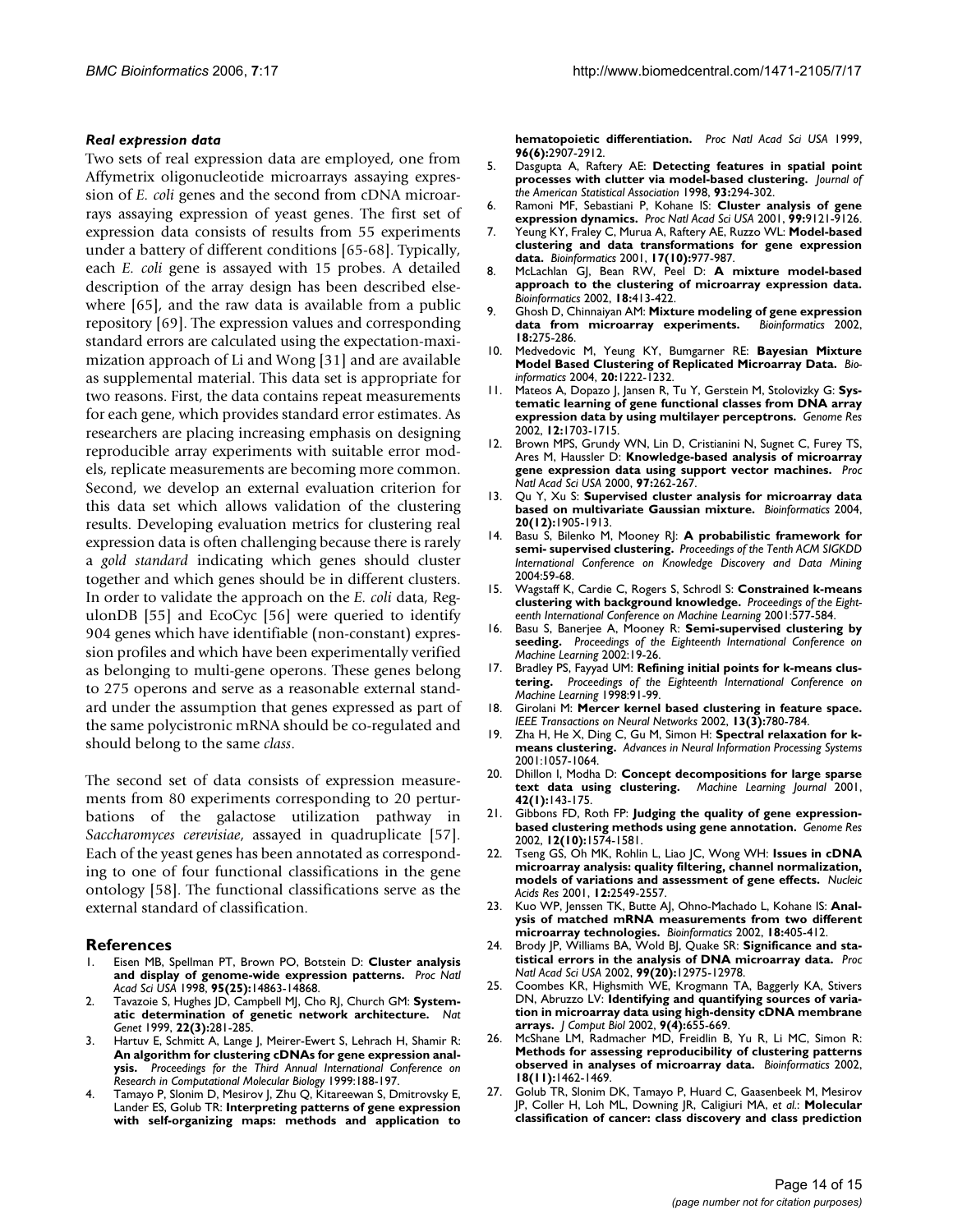*Real expression data*

Two sets of real expression data are employed, one from Affymetrix oligonucleotide microarrays assaying expression of *E. coli* genes and the second from cDNA microarrays assaying expression of yeast genes. The first set of expression data consists of results from 55 experiments under a battery of different conditions [65-68]. Typically, each *E. coli* gene is assayed with 15 probes. A detailed description of the array design has been described elsewhere [65], and the raw data is available from a public repository [69]. The expression values and corresponding standard errors are calculated using the expectation-maximization approach of Li and Wong [31] and are available as supplemental material. This data set is appropriate for two reasons. First, the data contains repeat measurements for each gene, which provides standard error estimates. As researchers are placing increasing emphasis on designing reproducible array experiments with suitable error models, replicate measurements are becoming more common. Second, we develop an external evaluation criterion for this data set which allows validation of the clustering results. Developing evaluation metrics for clustering real expression data is often challenging because there is rarely a *gold standard* indicating which genes should cluster together and which genes should be in different clusters. In order to validate the approach on the *E. coli* data, RegulonDB [55] and EcoCyc [56] were queried to identify 904 genes which have identifiable (non-constant) expression profiles and which have been experimentally verified as belonging to multi-gene operons. These genes belong to 275 operons and serve as a reasonable external standard under the assumption that genes expressed as part of the same polycistronic mRNA should be co-regulated and should belong to the same *class*.

The second set of data consists of expression measurements from 80 experiments corresponding to 20 perturbations of the galactose utilization pathway in *Saccharomyces cerevisiae*, assayed in quadruplicate [57]. Each of the yeast genes has been annotated as corresponding to one of four functional classifications in the gene ontology [58]. The functional classifications serve as the external standard of classification.

## References

1. Eisen MB, Spellman PT, Brown PO, Botstein D: **Cluster analysis and display of genome-wide expression patterns.** *Proc Natl Acad Sci USA* 1998, **95(25):**14863-14868.
2. Tavazoie S, Hughes JD, Campbell MJ, Cho RJ, Church GM: **Systematic determination of genetic network architecture.** *Nat Genet* 1999, **22(3):**281-285.
3. Hartuv E, Schmitt A, Lange J, Meirer-Ewert S, Lehrach H, Shamir R: **An algorithm for clustering cDNAs for gene expression analysis.** *Proceedings for the Third Annual International Conference on Research in Computational Molecular Biology* 1999:188-197.
4. Tamayo P, Slonim D, Mesirov J, Zhu Q, Kitareewan S, Dmitrovsky E, Lander ES, Golub TR: **Interpreting patterns of gene expression with self-organizing maps: methods and application to hematopoietic differentiation.** *Proc Natl Acad Sci USA* 1999, **96(6):**2907-2912.
5. Dasgupta A, Raftery AE: **Detecting features in spatial point processes with clutter via model-based clustering.** *Journal of the American Statistical Association* 1998, **93:**294-302.
6. Ramoni MF, Sebastiani P, Kohane IS: **Cluster analysis of gene expression dynamics.** *Proc Natl Acad Sci USA* 2001, **99:**9121-9126.
7. Yeung KY, Fraley C, Murua A, Raftery AE, Ruzzo WL: **Model-based clustering and data transformations for gene expression data.** *Bioinformatics* 2001, **17(10):**977-987.
8. McLachlan GJ, Bean RW, Peel D: **A mixture model-based approach to the clustering of microarray expression data.** *Bioinformatics* 2002, **18:**413-422.
9. Ghosh D, Chinnaiyan AM: **Mixture modeling of gene expression data from microarray experiments.** *Bioinformatics* 2002, **18:**275-286.
10. Medvedovic M, Yeung KY, Bumgarner RE: **Bayesian Mixture Model Based Clustering of Replicated Microarray Data.** *Bioinformatics* 2004, **20:**1222-1232.
11. Mateos A, Dopazo J, Jansen R, Tu Y, Gerstein M, Stolovizky G: **Systematic learning of gene functional classes from DNA array expression data by using multilayer perceptrons.** *Genome Res* 2002, **12:**1703-1715.
12. Brown MPS, Grundy WN, Lin D, Cristianini N, Sugnet C, Furey TS, Ares M, Haussler D: **Knowledge-based analysis of microarray gene expression data using support vector machines.** *Proc Natl Acad Sci USA* 2000, **97:**262-267.
13. Qu Y, Xu S: **Supervised cluster analysis for microarray data based on multivariate Gaussian mixture.** *Bioinformatics* 2004, **20(12):**1905-1913.
14. Basu S, Bilenko M, Mooney RJ: **A probabilistic framework for semi- supervised clustering.** *Proceedings of the Tenth ACM SIGKDD International Conference on Knowledge Discovery and Data Mining* 2004:59-68.
15. Wagstaff K, Cardie C, Rogers S, Schrodl S: **Constrained k-means clustering with background knowledge.** *Proceedings of the Eighteenth International Conference on Machine Learning* 2001:577-584.
16. Basu S, Banerjee A, Mooney R: **Semi-supervised clustering by seeding.** *Proceedings of the Eighteenth International Conference on Machine Learning* 2002:19-26.
17. Bradley PS, Fayyad UM: **Refining initial points for k-means clustering.** *Proceedings of the Eighteenth International Conference on Machine Learning* 1998:91-99.
18. Girolani M: **Mercer kernel based clustering in feature space.** *IEEE Transactions on Neural Networks* 2002, **13(3):**780-784.
19. Zha H, He X, Ding C, Gu M, Simon H: **Spectral relaxation for k-means clustering.** *Advances in Neural Information Processing Systems* 2001:1057-1064.
20. Dhillon I, Modha D: **Concept decompositions for large sparse text data using clustering.** *Machine Learning Journal* 2001, **42(1):**143-175.
21. Gibbons FD, Roth FP: **Judging the quality of gene expression-based clustering methods using gene annotation.** *Genome Res* 2002, **12(10):**1574-1581.
22. Tseng GS, Oh MK, Rohlin L, Liao JC, Wong WH: **Issues in cDNA microarray analysis: quality filtering, channel normalization, models of variations and assessment of gene effects.** *Nucleic Acids Res* 2001, **12:**2549-2557.
23. Kuo WP, Jenssen TK, Butte AJ, Ohno-Machado L, Kohane IS: **Analysis of matched mRNA measurements from two different microarray technologies.** *Bioinformatics* 2002, **18:**405-412.
24. Brody JP, Williams BA, Wold BJ, Quake SR: **Significance and statistical errors in the analysis of DNA microarray data.** *Proc Natl Acad Sci USA* 2002, **99(20):**12975-12978.
25. Coombes KR, Highsmith WE, Krogmann TA, Baggerly KA, Stivers DN, Abruzzo LV: **Identifying and quantifying sources of variation in microarray data using high-density cDNA membrane arrays.** *J Comput Biol* 2002, **9(4):**655-669.
26. McShane LM, Radmacher MD, Freidlin B, Yu R, Li MC, Simon R: **Methods for assessing reproducibility of clustering patterns observed in analyses of microarray data.** *Bioinformatics* 2002, **18(11):**1462-1469.
27. Golub TR, Slonim DK, Tamayo P, Huard C, Gaasenbeek M, Mesirov JP, Coller H, Loh ML, Downing JR, Caligiuri MA, *et al.*: **Molecular classification of cancer: class discovery and class prediction**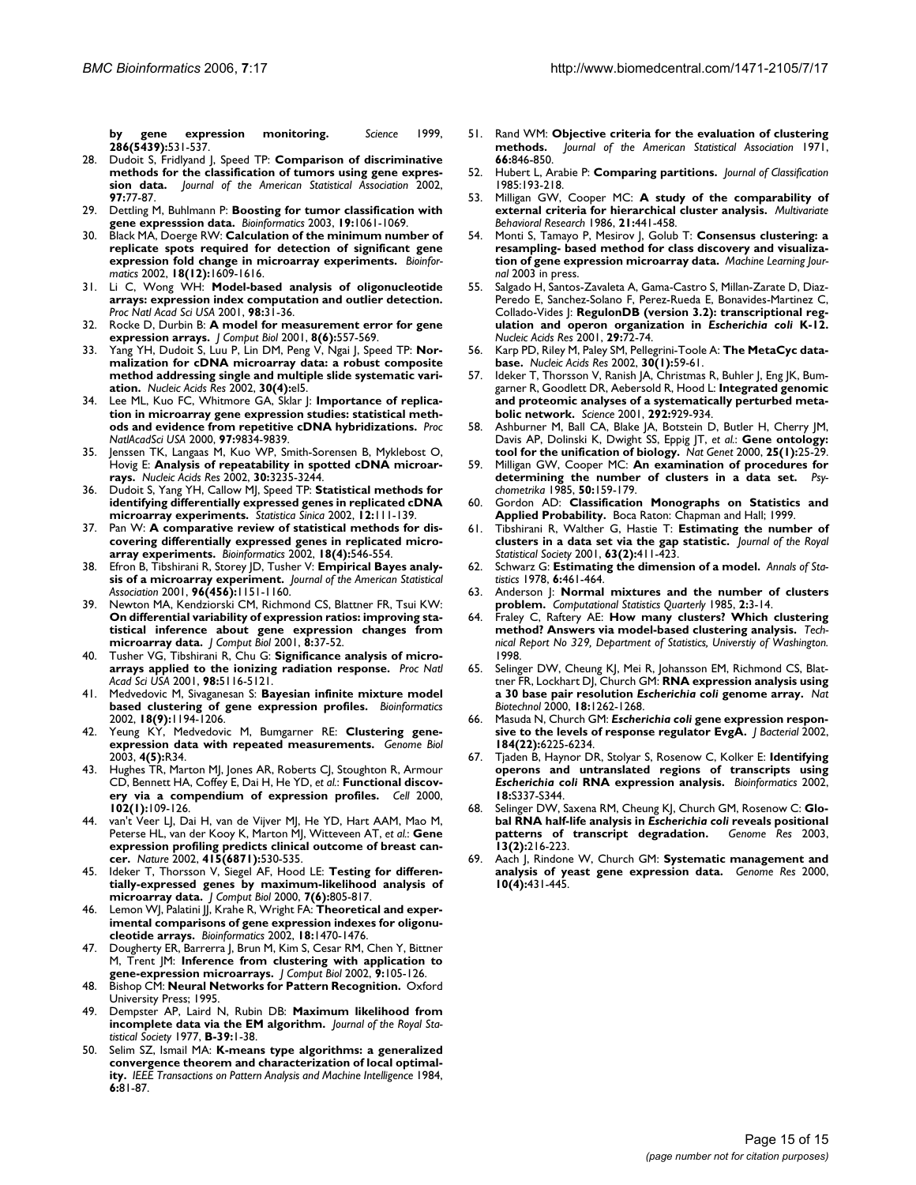**by gene expression monitoring.** *Science* 1999, **286(5439):**531-537.

28. Dudoit S, Fridlyand J, Speed TP: **Comparison of discriminative methods for the classification of tumors using gene expression data.** *Journal of the American Statistical Association* 2002, **97:**77-87.
29. Dettling M, Buhlmann P: **Boosting for tumor classification with gene expresssion data.** *Bioinformatics* 2003, **19:**1061-1069.
30. Black MA, Doerge RW: **Calculation of the minimum number of replicate spots required for detection of significant gene expression fold change in microarray experiments.** *Bioinformatics* 2002, **18(12):**1609-1616.
31. Li C, Wong WH: **Model-based analysis of oligonucleotide arrays: expression index computation and outlier detection.** *Proc Natl Acad Sci USA* 2001, **98:**31-36.
32. Rocke D, Durbin B: **A model for measurement error for gene expression arrays.** *J Comput Biol* 2001, **8(6):**557-569.
33. Yang YH, Dudoit S, Luu P, Lin DM, Peng V, Ngai J, Speed TP: **Normalization for cDNA microarray data: a robust composite method addressing single and multiple slide systematic variation.** *Nucleic Acids Res* 2002, **30(4):**el5.
34. Lee ML, Kuo FC, Whitmore GA, Sklar J: **Importance of replication in microarray gene expression studies: statistical methods and evidence from repetitive cDNA hybridizations.** *Proc NatlAcadSci USA* 2000, **97:**9834-9839.
35. Jenssen TK, Langaas M, Kuo WP, Smith-Sorensen B, Myklebost O, Hovig E: **Analysis of repeatability in spotted cDNA microarrays.** *Nucleic Acids Res* 2002, **30:**3235-3244.
36. Dudoit S, Yang YH, Callow MJ, Speed TP: **Statistical methods for identifying differentially expressed genes in replicated cDNA microarray experiments.** *Statistica Sinica* 2002, **12:**111-139.
37. Pan W: **A comparative review of statistical methods for discovering differentially expressed genes in replicated microarray experiments.** *Bioinformatics* 2002, **18(4):**546-554.
38. Efron B, Tibshirani R, Storey JD, Tusher V: **Empirical Bayes analysis of a microarray experiment.** *Journal of the American Statistical Association* 2001, **96(456):**1151-1160.
39. Newton MA, Kendziorski CM, Richmond CS, Blattner FR, Tsui KW: **On differential variability of expression ratios: improving statistical inference about gene expression changes from microarray data.** *J Comput Biol* 2001, **8:**37-52.
40. Tusher VG, Tibshirani R, Chu G: **Significance analysis of microarrays applied to the ionizing radiation response.** *Proc Natl Acad Sci USA* 2001, **98:**5116-5121.
41. Medvedovic M, Sivaganesan S: **Bayesian infinite mixture model based clustering of gene expression profiles.** *Bioinformatics* 2002, **18(9):**1194-1206.
42. Yeung KY, Medvedovic M, Bumgarner RE: **Clustering gene-expression data with repeated measurements.** *Genome Biol* 2003, **4(5):**R34.
43. Hughes TR, Marton MJ, Jones AR, Roberts CJ, Stoughton R, Armour CD, Bennett HA, Coffey E, Dai H, He YD, *et al.*: **Functional discovery via a compendium of expression profiles.** *Cell* 2000, **102(1):**109-126.
44. van't Veer LJ, Dai H, van de Vijver MJ, He YD, Hart AAM, Mao M, Peterse HL, van der Kooy K, Marton MJ, Witteveen AT, *et al.*: **Gene expression profiling predicts clinical outcome of breast cancer.** *Nature* 2002, **415(6871):**530-535.
45. Ideker T, Thorsson V, Siegel AF, Hood LE: **Testing for differentially-expressed genes by maximum-likelihood analysis of microarray data.** *J Comput Biol* 2000, **7(6):**805-817.
46. Lemon WJ, Palatini JJ, Krahe R, Wright FA: **Theoretical and experimental comparisons of gene expression indexes for oligonucleotide arrays.** *Bioinformatics* 2002, **18:**1470-1476.
47. Dougherty ER, Barrerra J, Brun M, Kim S, Cesar RM, Chen Y, Bittner M, Trent JM: **Inference from clustering with application to gene-expression microarrays.** *J Comput Biol* 2002, **9:**105-126.
48. Bishop CM: **Neural Networks for Pattern Recognition.** Oxford University Press; 1995.
49. Dempster AP, Laird N, Rubin DB: **Maximum likelihood from incomplete data via the EM algorithm.** *Journal of the Royal Statistical Society* 1977, **B-39:**1-38.
50. Selim SZ, Ismail MA: **K-means type algorithms: a generalized convergence theorem and characterization of local optimality.** *IEEE Transactions on Pattern Analysis and Machine Intelligence* 1984, **6:**81-87.
51. Rand WM: **Objective criteria for the evaluation of clustering methods.** *Journal of the American Statistical Association* 1971, **66:**846-850.
52. Hubert L, Arabie P: **Comparing partitions.** *Journal of Classification* 1985:193-218.
53. Milligan GW, Cooper MC: **A study of the comparability of external criteria for hierarchical cluster analysis.** *Multivariate Behavioral Research* 1986, **21:**441-458.
54. Monti S, Tamayo P, Mesirov J, Golub T: **Consensus clustering: a resampling- based method for class discovery and visualization of gene expression microarray data.** *Machine Learning Journal* 2003 in press.
55. Salgado H, Santos-Zavaleta A, Gama-Castro S, Millan-Zarate D, Diaz-Peredo E, Sanchez-Solano F, Perez-Rueda E, Bonavides-Martinez C, Collado-Vides J: **RegulonDB (version 3.2): transcriptional regulation and operon organization in *Escherichia coli* K-12.** *Nucleic Acids Res* 2001, **29:**72-74.
56. Karp PD, Riley M, Paley SM, Pellegrini-Toole A: **The MetaCyc database.** *Nucleic Acids Res* 2002, **30(1):**59-61.
57. Ideker T, Thorsson V, Ranish JA, Christmas R, Buhler J, Eng JK, Bumgarner R, Goodlett DR, Aebersold R, Hood L: **Integrated genomic and proteomic analyses of a systematically perturbed metabolic network.** *Science* 2001, **292:**929-934.
58. Ashburner M, Ball CA, Blake JA, Botstein D, Butler H, Cherry JM, Davis AP, Dolinski K, Dwight SS, Eppig JT, *et al.*: **Gene ontology: tool for the unification of biology.** *Nat Genet* 2000, **25(1):**25-29.
59. Milligan GW, Cooper MC: **An examination of procedures for determining the number of clusters in a data set.** *Psychometrika* 1985, **50:**159-179.
60. Gordon AD: **Classification Monographs on Statistics and Applied Probability.** Boca Raton: Chapman and Hall; 1999.
61. Tibshirani R, Walther G, Hastie T: **Estimating the number of clusters in a data set via the gap statistic.** *Journal of the Royal Statistical Society* 2001, **63(2):**411-423.
62. Schwarz G: **Estimating the dimension of a model.** *Annals of Statistics* 1978, **6:**461-464.
63. Anderson J: **Normal mixtures and the number of clusters problem.** *Computational Statistics Quarterly* 1985, **2:**3-14.
64. Fraley C, Raftery AE: **How many clusters? Which clustering method? Answers via model-based clustering analysis.** *Technical Report No 329, Department of Statistics, Universtiy of Washington.* 1998.
65. Selinger DW, Cheung KJ, Mei R, Johansson EM, Richmond CS, Blattner FR, Lockhart DJ, Church GM: **RNA expression analysis using a 30 base pair resolution *Escherichia coli* genome array.** *Nat Biotechnol* 2000, **18:**1262-1268.
66. Masuda N, Church GM: ***Escherichia coli* gene expression responsive to the levels of response regulator EvgA.** *J Bacterial* 2002, **184(22):**6225-6234.
67. Tjaden B, Haynor DR, Stolyar S, Rosenow C, Kolker E: **Identifying operons and untranslated regions of transcripts using *Escherichia coli* RNA expression analysis.** *Bioinformatics* 2002, **18:**S337-S344.
68. Selinger DW, Saxena RM, Cheung KJ, Church GM, Rosenow C: **Global RNA half-life analysis in *Escherichia coli* reveals positional patterns of transcript degradation.** *Genome Res* 2003, **13(2):**216-223.
69. Aach J, Rindone W, Church GM: **Systematic management and analysis of yeast gene expression data.** *Genome Res* 2000, **10(4):**431-445.